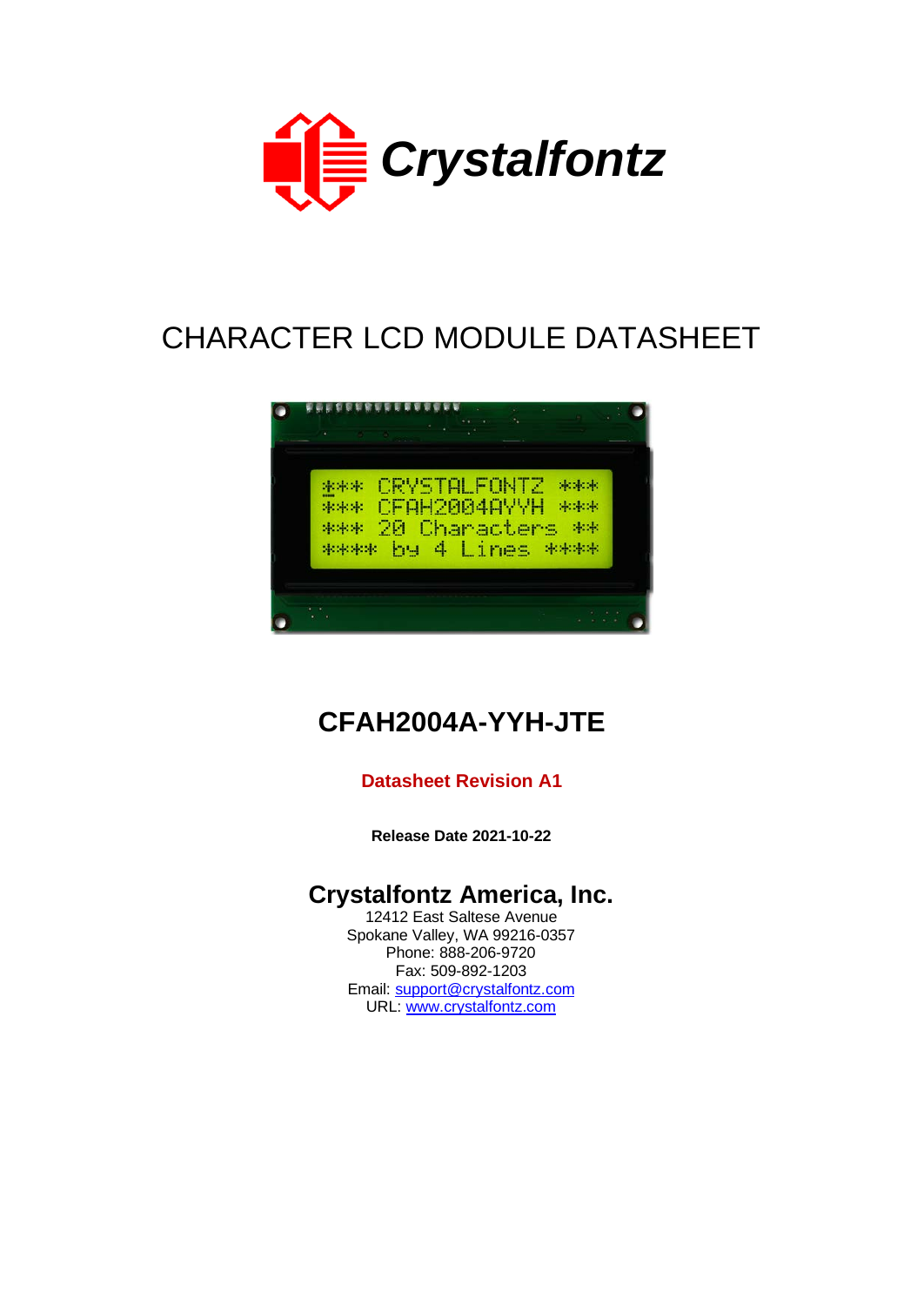Crystalfontz

# CHARACTER LCD MODULE DATASHEET

## CFAH2004A-YYH-JTE

**Datasheet Revision A1**

**Release Date 2021-10-22**

## Crystalfontz America, Inc.

12412 East Saltese Avenue
Spokane Valley, WA 99216-0357
Phone: 888-206-9720
Fax: 509-892-1203
Email: support@crystalfontz.com
URL: www.crystalfontz.com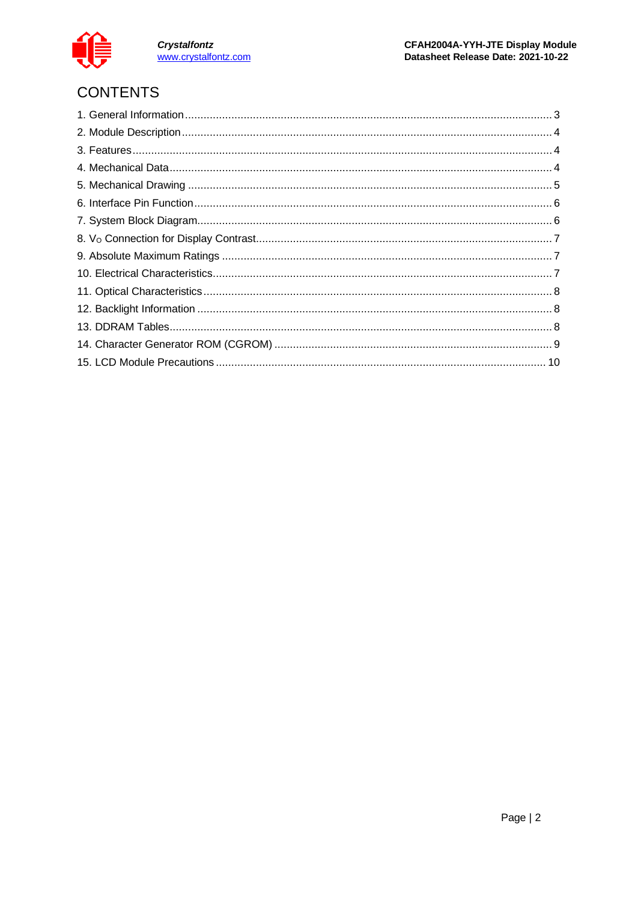# CONTENTS

1. General Information ........................................................ 3
2. Module Description ........................................................ 4
3. Features ........................................................ 4
4. Mechanical Data ........................................................ 4
5. Mechanical Drawing ........................................................ 5
6. Interface Pin Function ........................................................ 6
7. System Block Diagram ........................................................ 6
8. $V_O$ Connection for Display Contrast ........................................................ 7
9. Absolute Maximum Ratings ........................................................ 7
10. Electrical Characteristics ........................................................ 7
11. Optical Characteristics ........................................................ 8
12. Backlight Information ........................................................ 8
13. DDRAM Tables ........................................................ 8
14. Character Generator ROM (CGROM) ........................................................ 9
15. LCD Module Precautions ........................................................ 10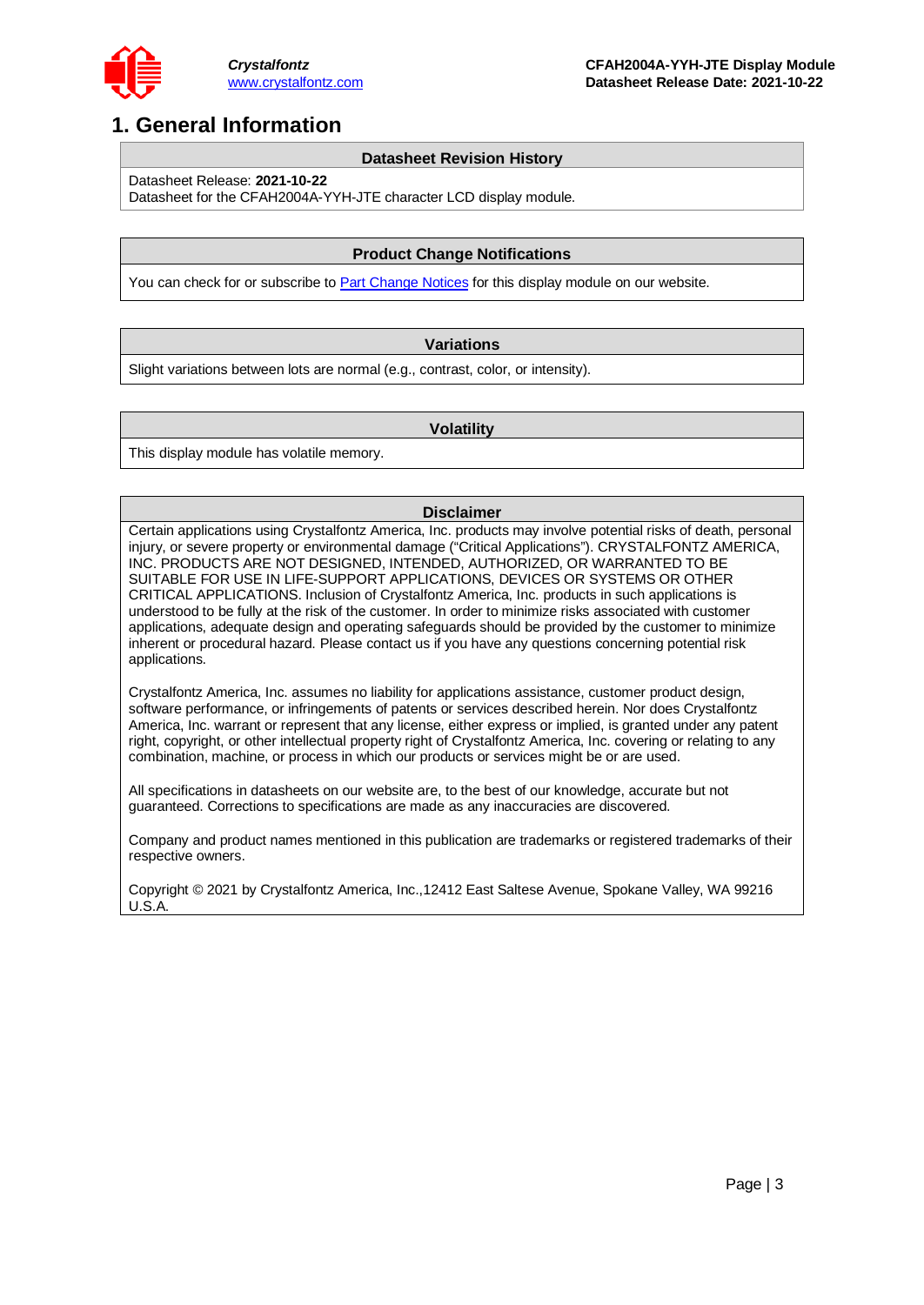# 1. General Information

| Datasheet Revision History |
| --- |
| Datasheet Release: **2021-10-22**<br>Datasheet for the CFAH2004A-YYH-JTE character LCD display module. |

| Product Change Notifications |
| --- |
| You can check for or subscribe to Part Change Notices for this display module on our website. |

| Variations |
| --- |
| Slight variations between lots are normal (e.g., contrast, color, or intensity). |

| Volatility |
| --- |
| This display module has volatile memory. |

| Disclaimer |
| --- |
| Certain applications using Crystalfontz America, Inc. products may involve potential risks of death, personal injury, or severe property or environmental damage ("Critical Applications"). CRYSTALFONTZ AMERICA, INC. PRODUCTS ARE NOT DESIGNED, INTENDED, AUTHORIZED, OR WARRANTED TO BE SUITABLE FOR USE IN LIFE-SUPPORT APPLICATIONS, DEVICES OR SYSTEMS OR OTHER CRITICAL APPLICATIONS. Inclusion of Crystalfontz America, Inc. products in such applications is understood to be fully at the risk of the customer. In order to minimize risks associated with customer applications, adequate design and operating safeguards should be provided by the customer to minimize inherent or procedural hazard. Please contact us if you have any questions concerning potential risk applications.<br><br>Crystalfontz America, Inc. assumes no liability for applications assistance, customer product design, software performance, or infringements of patents or services described herein. Nor does Crystalfontz America, Inc. warrant or represent that any license, either express or implied, is granted under any patent right, copyright, or other intellectual property right of Crystalfontz America, Inc. covering or relating to any combination, machine, or process in which our products or services might be or are used.<br><br>All specifications in datasheets on our website are, to the best of our knowledge, accurate but not guaranteed. Corrections to specifications are made as any inaccuracies are discovered.<br><br>Company and product names mentioned in this publication are trademarks or registered trademarks of their respective owners.<br><br>Copyright © 2021 by Crystalfontz America, Inc.,12412 East Saltese Avenue, Spokane Valley, WA 99216 U.S.A. |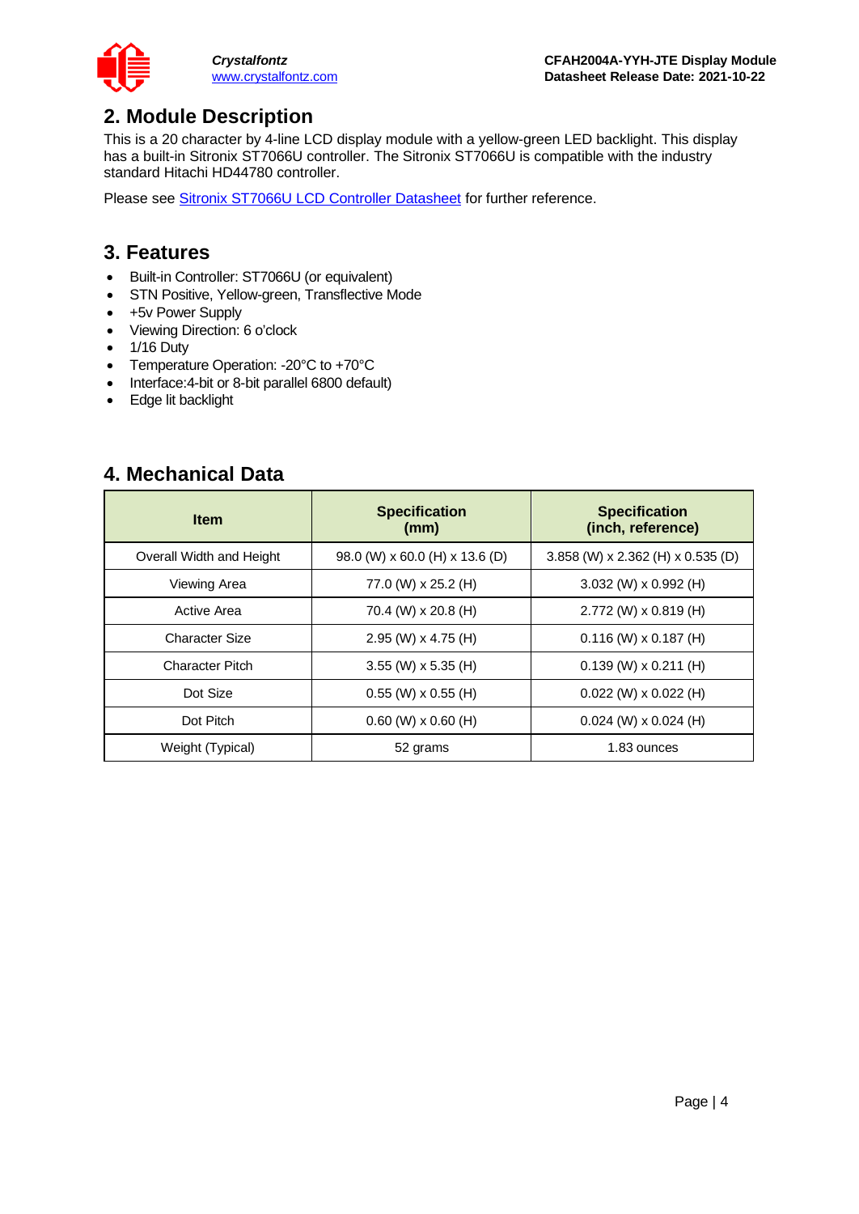## 2. Module Description

This is a 20 character by 4-line LCD display module with a yellow-green LED backlight. This display has a built-in Sitronix ST7066U controller. The Sitronix ST7066U is compatible with the industry standard Hitachi HD44780 controller.

Please see Sitronix ST7066U LCD Controller Datasheet for further reference.

## 3. Features

- Built-in Controller: ST7066U (or equivalent)
- STN Positive, Yellow-green, Transflective Mode
- +5v Power Supply
- Viewing Direction: 6 o'clock
- 1/16 Duty
- Temperature Operation: -20°C to +70°C
- Interface:4-bit or 8-bit parallel 6800 default)
- Edge lit backlight

## 4. Mechanical Data

| Item | Specification (mm) | Specification (inch, reference) |
|---|---|---|
| Overall Width and Height | 98.0 (W) x 60.0 (H) x 13.6 (D) | 3.858 (W) x 2.362 (H) x 0.535 (D) |
| Viewing Area | 77.0 (W) x 25.2 (H) | 3.032 (W) x 0.992 (H) |
| Active Area | 70.4 (W) x 20.8 (H) | 2.772 (W) x 0.819 (H) |
| Character Size | 2.95 (W) x 4.75 (H) | 0.116 (W) x 0.187 (H) |
| Character Pitch | 3.55 (W) x 5.35 (H) | 0.139 (W) x 0.211 (H) |
| Dot Size | 0.55 (W) x 0.55 (H) | 0.022 (W) x 0.022 (H) |
| Dot Pitch | 0.60 (W) x 0.60 (H) | 0.024 (W) x 0.024 (H) |
| Weight (Typical) | 52 grams | 1.83 ounces |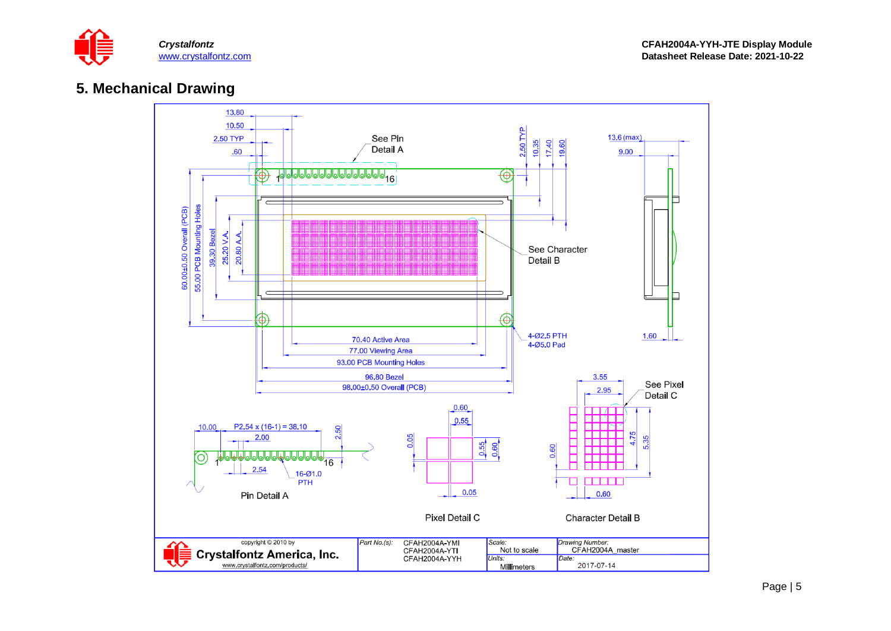## 5. Mechanical Drawing

13.80
10.50
2.50 TYP
.60
See Pin Detail A
2.50 TYP
10.35
17.40
19.60
13.6 (max)
9.00
1
16
60.00±0.50 Overall (PCB)
55.00 PCB Mounting Holes
39.30 Bezel
25.20 V.A.
20.80 A.A.
See Character Detail B
4-Ø2.5 PTH
4-Ø5.0 Pad
1.60
70.40 Active Area
77.00 Viewing Area
93.00 PCB Mounting Holes
96.80 Bezel
98.00±0.50 Overall (PCB)
3.55
2.95
See Pixel Detail C
10.00
P2.54 x (16-1) = 38.10
2.00
2.50
1
16
2.54
16-Ø1.0 PTH
Pin Detail A
0.60
0.55
0.05
0.55
0.60
0.05
Pixel Detail C
0.60
4.75
5.35
0.60
Character Detail B

| copyright © 2010 by Crystalfontz America, Inc. www.crystalfontz.com/products/ | Part No.(s): CFAH2004A-YMI CFAH2004A-YTI CFAH2004A-YYH | Scale: Not to scale | Drawing Number: CFAH2004A_master |
|---|---|---|---|
| | | Units: Millimeters | Date: 2017-07-14 |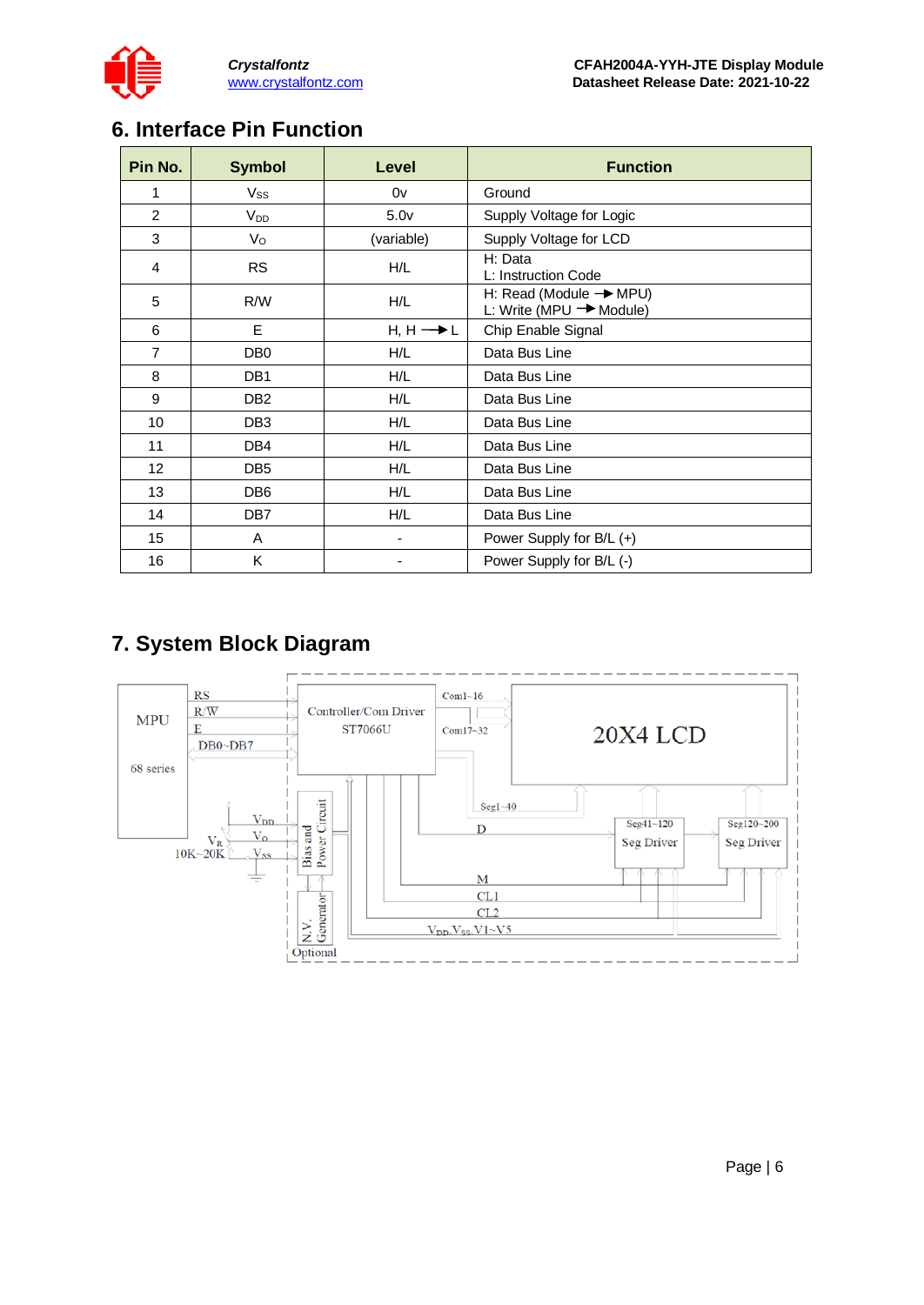## 6. Interface Pin Function

| Pin No. | Symbol | Level | Function |
|---|---|---|---|
| 1 | $V_{SS}$ | 0v | Ground |
| 2 | $V_{DD}$ | 5.0v | Supply Voltage for Logic |
| 3 | $V_O$ | (variable) | Supply Voltage for LCD |
| 4 | RS | H/L | H: Data<br>L: Instruction Code |
| 5 | R/W | H/L | H: Read (Module → MPU)<br>L: Write (MPU → Module) |
| 6 | E | H, H → L | Chip Enable Signal |
| 7 | DB0 | H/L | Data Bus Line |
| 8 | DB1 | H/L | Data Bus Line |
| 9 | DB2 | H/L | Data Bus Line |
| 10 | DB3 | H/L | Data Bus Line |
| 11 | DB4 | H/L | Data Bus Line |
| 12 | DB5 | H/L | Data Bus Line |
| 13 | DB6 | H/L | Data Bus Line |
| 14 | DB7 | H/L | Data Bus Line |
| 15 | A | - | Power Supply for B/L (+) |
| 16 | K | - | Power Supply for B/L (-) |

## 7. System Block Diagram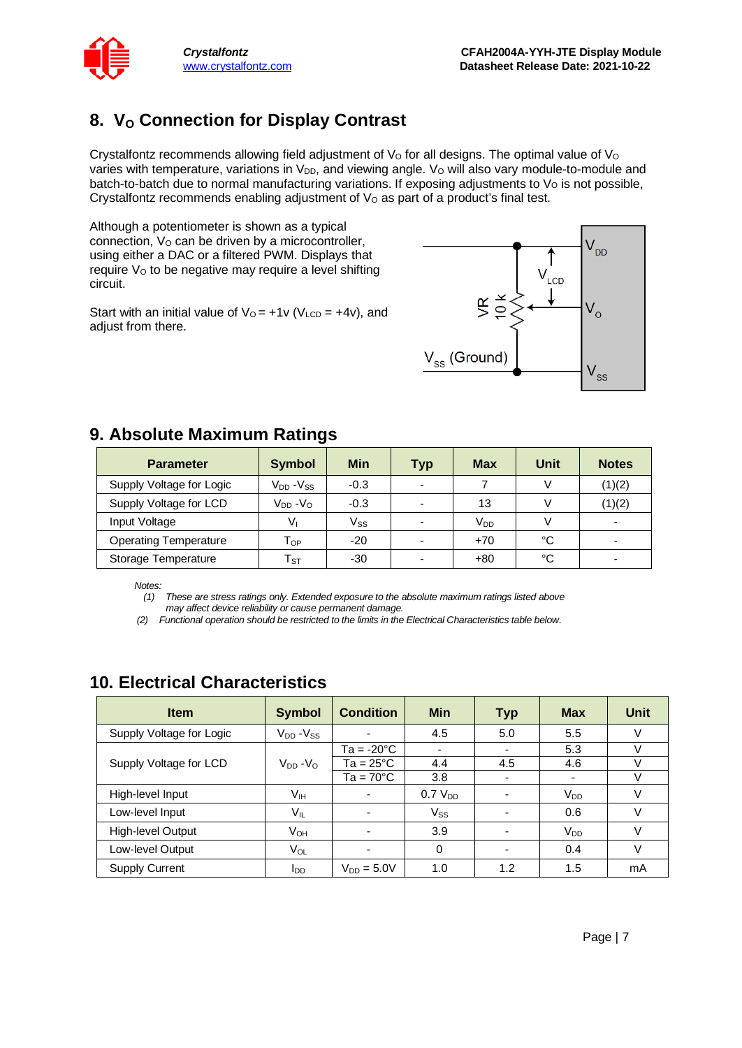## 8. $V_O$ Connection for Display Contrast

Crystalfontz recommends allowing field adjustment of $V_O$ for all designs. The optimal value of $V_O$ varies with temperature, variations in $V_{DD}$, and viewing angle. $V_O$ will also vary module-to-module and batch-to-batch due to normal manufacturing variations. If exposing adjustments to $V_O$ is not possible, Crystalfontz recommends enabling adjustment of $V_O$ as part of a product's final test.

Although a potentiometer is shown as a typical connection, $V_O$ can be driven by a microcontroller, using either a DAC or a filtered PWM. Displays that require $V_O$ to be negative may require a level shifting circuit.

Start with an initial value of $V_O$ = +1v ($V_{LCD}$ = +4v), and adjust from there.

## 9. Absolute Maximum Ratings

| Parameter | Symbol | Min | Typ | Max | Unit | Notes |
|---|---|---|---|---|---|---|
| Supply Voltage for Logic | $V_{DD}$ -$V_{SS}$ | -0.3 | - | 7 | V | (1)(2) |
| Supply Voltage for LCD | $V_{DD}$ -$V_O$ | -0.3 | - | 13 | V | (1)(2) |
| Input Voltage | $V_I$ | $V_{SS}$ | - | $V_{DD}$ | V | - |
| Operating Temperature | $T_{OP}$ | -20 | - | +70 | °C | - |
| Storage Temperature | $T_{ST}$ | -30 | - | +80 | °C | - |

*Notes:*
*(1) These are stress ratings only. Extended exposure to the absolute maximum ratings listed above may affect device reliability or cause permanent damage.*
*(2) Functional operation should be restricted to the limits in the Electrical Characteristics table below.*

## 10. Electrical Characteristics

| Item | Symbol | Condition | Min | Typ | Max | Unit |
|---|---|---|---|---|---|---|
| Supply Voltage for Logic | $V_{DD}$ -$V_{SS}$ | - | 4.5 | 5.0 | 5.5 | V |
| Supply Voltage for LCD | $V_{DD}$ -$V_O$ | Ta = -20°C | - | - | 5.3 | V |
| | | Ta = 25°C | 4.4 | 4.5 | 4.6 | V |
| | | Ta = 70°C | 3.8 | - | - | V |
| High-level Input | $V_{IH}$ | - | 0.7 $V_{DD}$ | - | $V_{DD}$ | V |
| Low-level Input | $V_{IL}$ | - | $V_{SS}$ | - | 0.6 | V |
| High-level Output | $V_{OH}$ | - | 3.9 | - | $V_{DD}$ | V |
| Low-level Output | $V_{OL}$ | - | 0 | - | 0.4 | V |
| Supply Current | $I_{DD}$ | $V_{DD}$ = 5.0V | 1.0 | 1.2 | 1.5 | mA |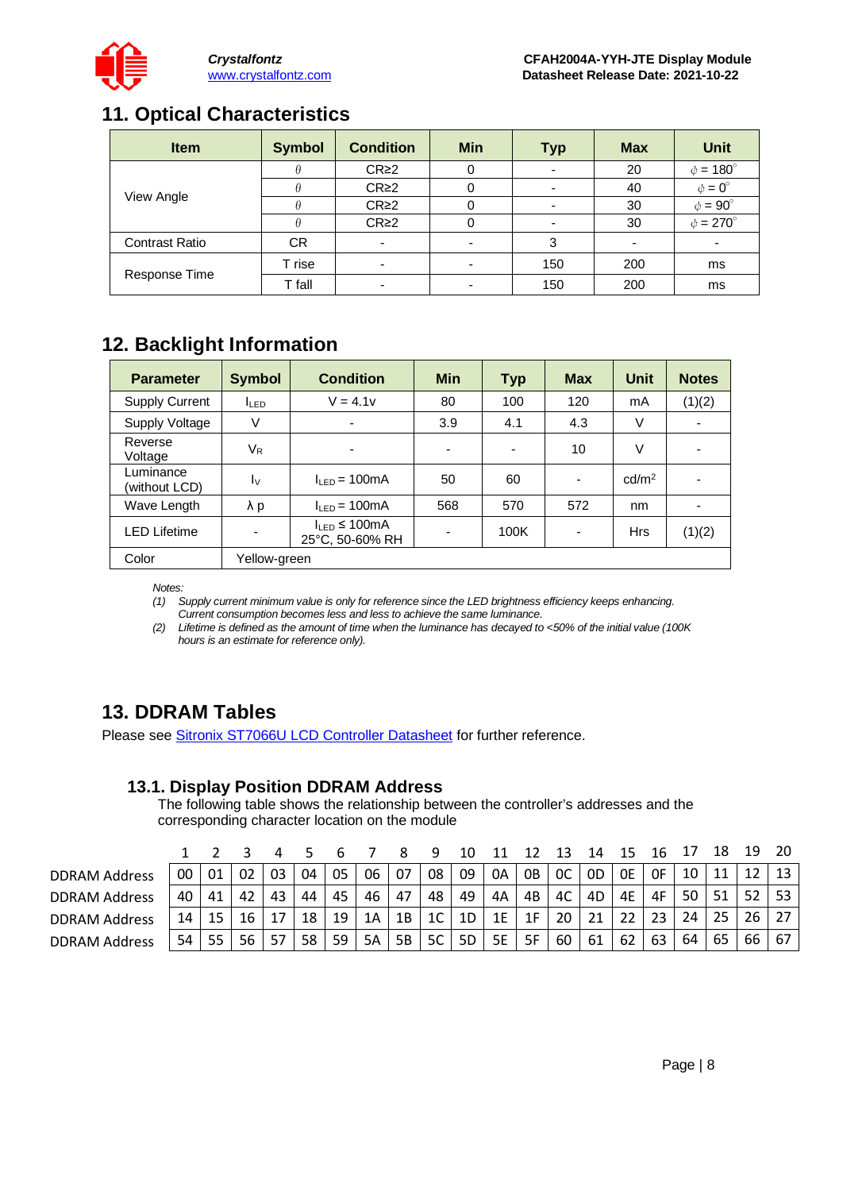## 11. Optical Characteristics

| Item | Symbol | Condition | Min | Typ | Max | Unit |
| --- | --- | --- | --- | --- | --- | --- |
| View Angle | $\theta$ | CR≥2 | 0 | - | 20 | $\phi = 180°$ |
| | $\theta$ | CR≥2 | 0 | - | 40 | $\phi = 0°$ |
| | $\theta$ | CR≥2 | 0 | - | 30 | $\phi = 90°$ |
| | $\theta$ | CR≥2 | 0 | - | 30 | $\phi = 270°$ |
| Contrast Ratio | CR | - | - | 3 | - | - |
| Response Time | T rise | - | - | 150 | 200 | ms |
| | T fall | - | - | 150 | 200 | ms |

## 12. Backlight Information

| Parameter | Symbol | Condition | Min | Typ | Max | Unit | Notes |
| --- | --- | --- | --- | --- | --- | --- | --- |
| Supply Current | $I_{LED}$ | V = 4.1v | 80 | 100 | 120 | mA | (1)(2) |
| Supply Voltage | V | - | 3.9 | 4.1 | 4.3 | V | - |
| Reverse Voltage | $V_R$ | - | - | - | 10 | V | - |
| Luminance (without LCD) | $I_V$ | $I_{LED}$ = 100mA | 50 | 60 | - | cd/m$^2$ | - |
| Wave Length | λ p | $I_{LED}$ = 100mA | 568 | 570 | 572 | nm | - |
| LED Lifetime | - | $I_{LED}$ ≤ 100mA 25°C, 50-60% RH | - | 100K | - | Hrs | (1)(2) |
| Color | Yellow-green | | | | | | |

*Notes:*

*(1) Supply current minimum value is only for reference since the LED brightness efficiency keeps enhancing. Current consumption becomes less and less to achieve the same luminance.*

*(2) Lifetime is defined as the amount of time when the luminance has decayed to <50% of the initial value (100K hours is an estimate for reference only).*

## 13. DDRAM Tables

Please see Sitronix ST7066U LCD Controller Datasheet for further reference.

### 13.1. Display Position DDRAM Address

The following table shows the relationship between the controller's addresses and the corresponding character location on the module

| | 1 | 2 | 3 | 4 | 5 | 6 | 7 | 8 | 9 | 10 | 11 | 12 | 13 | 14 | 15 | 16 | 17 | 18 | 19 | 20 |
| --- | --- | --- | --- | --- | --- | --- | --- | --- | --- | --- | --- | --- | --- | --- | --- | --- | --- | --- | --- | --- |
| DDRAM Address | 00 | 01 | 02 | 03 | 04 | 05 | 06 | 07 | 08 | 09 | 0A | 0B | 0C | 0D | 0E | 0F | 10 | 11 | 12 | 13 |
| DDRAM Address | 40 | 41 | 42 | 43 | 44 | 45 | 46 | 47 | 48 | 49 | 4A | 4B | 4C | 4D | 4E | 4F | 50 | 51 | 52 | 53 |
| DDRAM Address | 14 | 15 | 16 | 17 | 18 | 19 | 1A | 1B | 1C | 1D | 1E | 1F | 20 | 21 | 22 | 23 | 24 | 25 | 26 | 27 |
| DDRAM Address | 54 | 55 | 56 | 57 | 58 | 59 | 5A | 5B | 5C | 5D | 5E | 5F | 60 | 61 | 62 | 63 | 64 | 65 | 66 | 67 |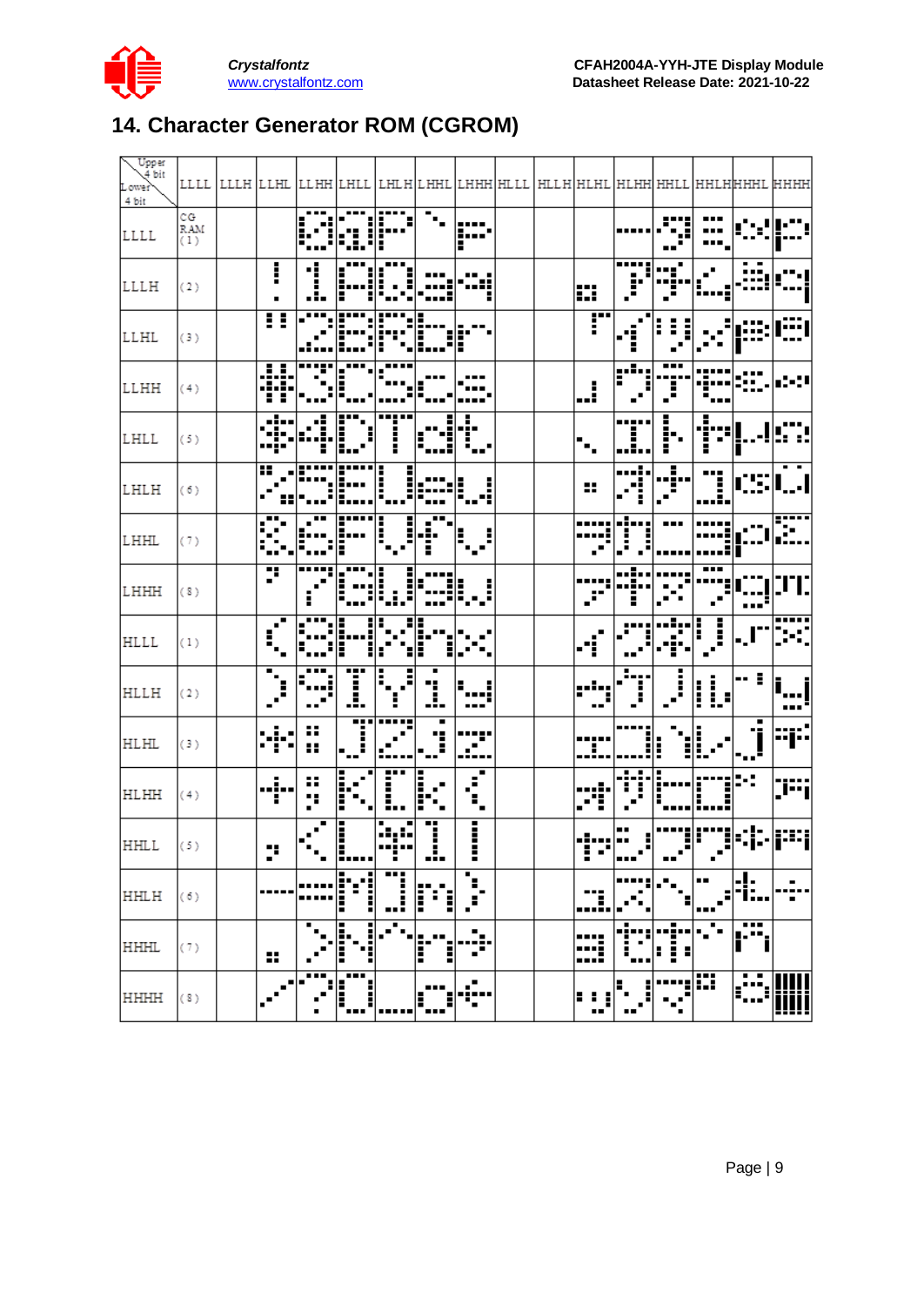# 14. Character Generator ROM (CGROM)

| Upper 4 bit / Lower 4 bit | LLLL | LLLH | LLHL | LLHH | LHLL | LHLH | LHHL | LHHH | HLLL | HLLH | HLHL | HLHH | HHLL | HHLH | HHHL | HHHH |
|---|---|---|---|---|---|---|---|---|---|---|---|---|---|---|---|---|
| LLLL | CG RAM (1) | | | | | | | | | | | | | | | |
| LLLH | (2) | | | | | | | | | | | | | | | |
| LLHL | (3) | | | | | | | | | | | | | | | |
| LLHH | (4) | | | | | | | | | | | | | | | |
| LHLL | (5) | | | | | | | | | | | | | | | |
| LHLH | (6) | | | | | | | | | | | | | | | |
| LHHL | (7) | | | | | | | | | | | | | | | |
| LHHH | (8) | | | | | | | | | | | | | | | |
| HLLL | (1) | | | | | | | | | | | | | | | |
| HLLH | (2) | | | | | | | | | | | | | | | |
| HLHL | (3) | | | | | | | | | | | | | | | |
| HLHH | (4) | | | | | | | | | | | | | | | |
| HHLL | (5) | | | | | | | | | | | | | | | |
| HHLH | (6) | | | | | | | | | | | | | | | |
| HHHL | (7) | | | | | | | | | | | | | | | |
| HHHH | (8) | | | | | | | | | | | | | | | |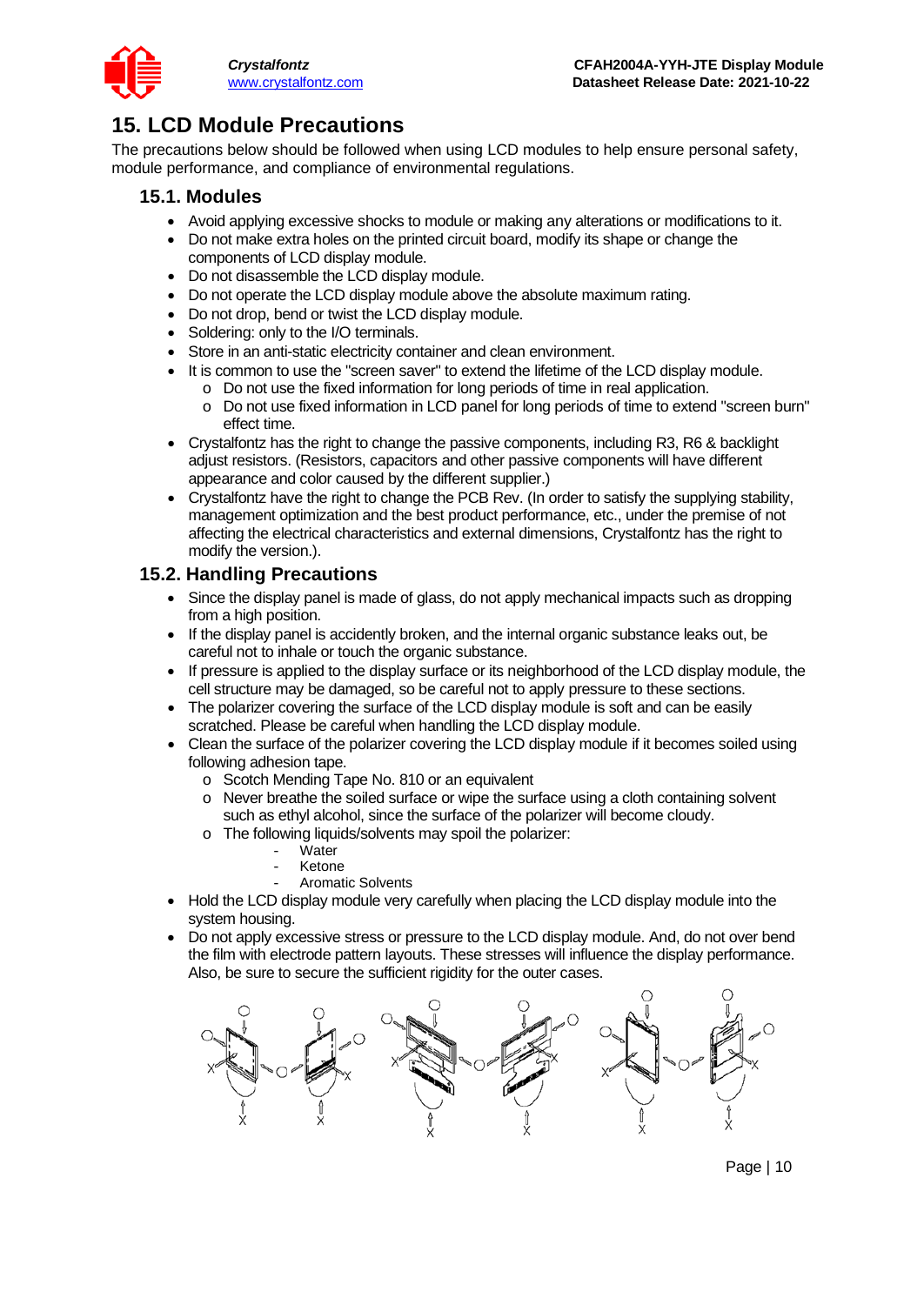# 15. LCD Module Precautions

The precautions below should be followed when using LCD modules to help ensure personal safety, module performance, and compliance of environmental regulations.

## 15.1. Modules

- Avoid applying excessive shocks to module or making any alterations or modifications to it.
- Do not make extra holes on the printed circuit board, modify its shape or change the components of LCD display module.
- Do not disassemble the LCD display module.
- Do not operate the LCD display module above the absolute maximum rating.
- Do not drop, bend or twist the LCD display module.
- Soldering: only to the I/O terminals.
- Store in an anti-static electricity container and clean environment.
- It is common to use the "screen saver" to extend the lifetime of the LCD display module.
  - Do not use the fixed information for long periods of time in real application.
  - Do not use fixed information in LCD panel for long periods of time to extend "screen burn" effect time.
- Crystalfontz has the right to change the passive components, including R3, R6 & backlight adjust resistors. (Resistors, capacitors and other passive components will have different appearance and color caused by the different supplier.)
- Crystalfontz have the right to change the PCB Rev. (In order to satisfy the supplying stability, management optimization and the best product performance, etc., under the premise of not affecting the electrical characteristics and external dimensions, Crystalfontz has the right to modify the version.).

## 15.2. Handling Precautions

- Since the display panel is made of glass, do not apply mechanical impacts such as dropping from a high position.
- If the display panel is accidently broken, and the internal organic substance leaks out, be careful not to inhale or touch the organic substance.
- If pressure is applied to the display surface or its neighborhood of the LCD display module, the cell structure may be damaged, so be careful not to apply pressure to these sections.
- The polarizer covering the surface of the LCD display module is soft and can be easily scratched. Please be careful when handling the LCD display module.
- Clean the surface of the polarizer covering the LCD display module if it becomes soiled using following adhesion tape.
  - Scotch Mending Tape No. 810 or an equivalent
  - Never breathe the soiled surface or wipe the surface using a cloth containing solvent such as ethyl alcohol, since the surface of the polarizer will become cloudy.
  - The following liquids/solvents may spoil the polarizer:
    - Water
    - Ketone
    - Aromatic Solvents
- Hold the LCD display module very carefully when placing the LCD display module into the system housing.
- Do not apply excessive stress or pressure to the LCD display module. And, do not over bend the film with electrode pattern layouts. These stresses will influence the display performance. Also, be sure to secure the sufficient rigidity for the outer cases.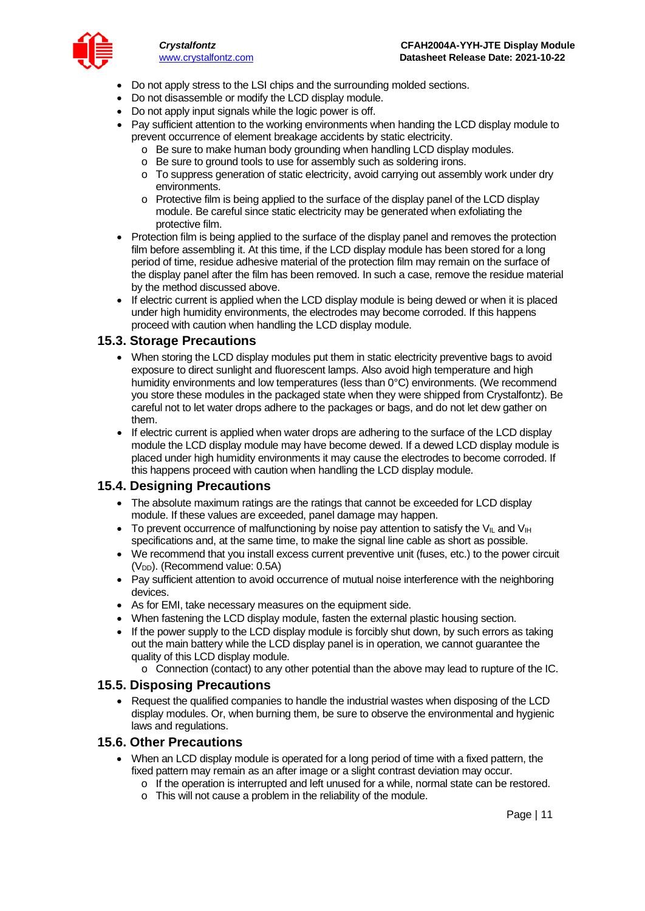- Do not apply stress to the LSI chips and the surrounding molded sections.
- Do not disassemble or modify the LCD display module.
- Do not apply input signals while the logic power is off.
- Pay sufficient attention to the working environments when handing the LCD display module to prevent occurrence of element breakage accidents by static electricity.
  - Be sure to make human body grounding when handling LCD display modules.
  - Be sure to ground tools to use for assembly such as soldering irons.
  - To suppress generation of static electricity, avoid carrying out assembly work under dry environments.
  - Protective film is being applied to the surface of the display panel of the LCD display module. Be careful since static electricity may be generated when exfoliating the protective film.
- Protection film is being applied to the surface of the display panel and removes the protection film before assembling it. At this time, if the LCD display module has been stored for a long period of time, residue adhesive material of the protection film may remain on the surface of the display panel after the film has been removed. In such a case, remove the residue material by the method discussed above.
- If electric current is applied when the LCD display module is being dewed or when it is placed under high humidity environments, the electrodes may become corroded. If this happens proceed with caution when handling the LCD display module.

## 15.3. Storage Precautions

- When storing the LCD display modules put them in static electricity preventive bags to avoid exposure to direct sunlight and fluorescent lamps. Also avoid high temperature and high humidity environments and low temperatures (less than 0°C) environments. (We recommend you store these modules in the packaged state when they were shipped from Crystalfontz). Be careful not to let water drops adhere to the packages or bags, and do not let dew gather on them.
- If electric current is applied when water drops are adhering to the surface of the LCD display module the LCD display module may have become dewed. If a dewed LCD display module is placed under high humidity environments it may cause the electrodes to become corroded. If this happens proceed with caution when handling the LCD display module.

## 15.4. Designing Precautions

- The absolute maximum ratings are the ratings that cannot be exceeded for LCD display module. If these values are exceeded, panel damage may happen.
- To prevent occurrence of malfunctioning by noise pay attention to satisfy the $V_{IL}$ and $V_{IH}$ specifications and, at the same time, to make the signal line cable as short as possible.
- We recommend that you install excess current preventive unit (fuses, etc.) to the power circuit ($V_{DD}$). (Recommend value: 0.5A)
- Pay sufficient attention to avoid occurrence of mutual noise interference with the neighboring devices.
- As for EMI, take necessary measures on the equipment side.
- When fastening the LCD display module, fasten the external plastic housing section.
- If the power supply to the LCD display module is forcibly shut down, by such errors as taking out the main battery while the LCD display panel is in operation, we cannot guarantee the quality of this LCD display module.
  - Connection (contact) to any other potential than the above may lead to rupture of the IC.

## 15.5. Disposing Precautions

- Request the qualified companies to handle the industrial wastes when disposing of the LCD display modules. Or, when burning them, be sure to observe the environmental and hygienic laws and regulations.

## 15.6. Other Precautions

- When an LCD display module is operated for a long period of time with a fixed pattern, the fixed pattern may remain as an after image or a slight contrast deviation may occur.
  - If the operation is interrupted and left unused for a while, normal state can be restored.
  - This will not cause a problem in the reliability of the module.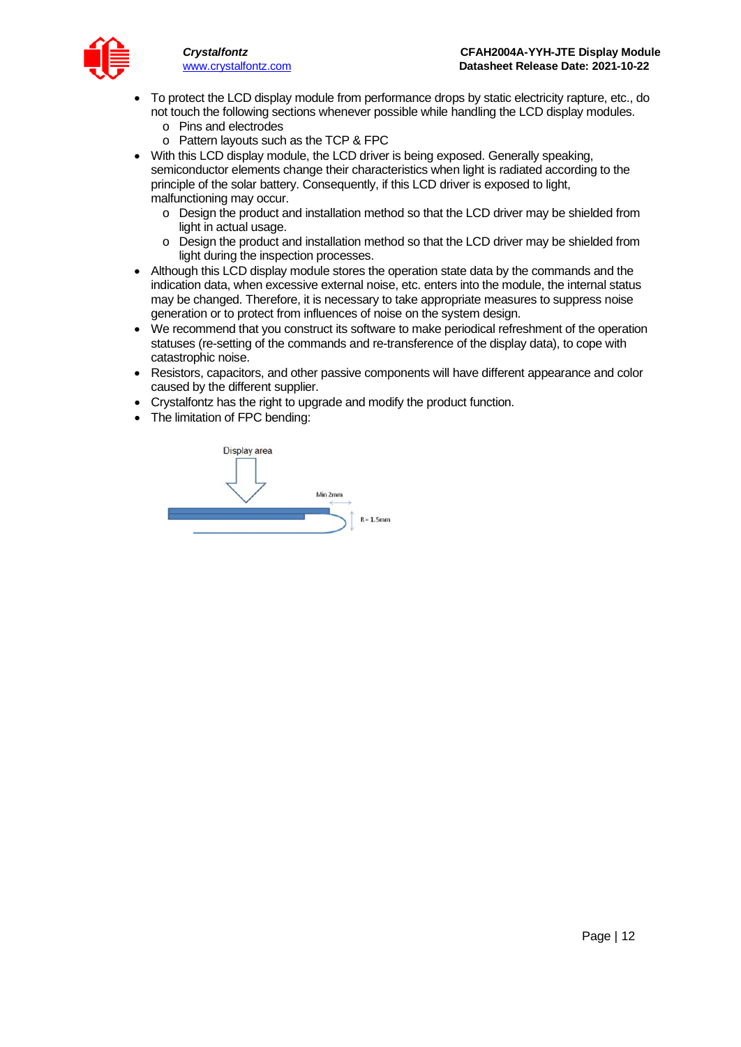- To protect the LCD display module from performance drops by static electricity rapture, etc., do not touch the following sections whenever possible while handling the LCD display modules.
  - Pins and electrodes
  - Pattern layouts such as the TCP & FPC
- With this LCD display module, the LCD driver is being exposed. Generally speaking, semiconductor elements change their characteristics when light is radiated according to the principle of the solar battery. Consequently, if this LCD driver is exposed to light, malfunctioning may occur.
  - Design the product and installation method so that the LCD driver may be shielded from light in actual usage.
  - Design the product and installation method so that the LCD driver may be shielded from light during the inspection processes.
- Although this LCD display module stores the operation state data by the commands and the indication data, when excessive external noise, etc. enters into the module, the internal status may be changed. Therefore, it is necessary to take appropriate measures to suppress noise generation or to protect from influences of noise on the system design.
- We recommend that you construct its software to make periodical refreshment of the operation statuses (re-setting of the commands and re-transference of the display data), to cope with catastrophic noise.
- Resistors, capacitors, and other passive components will have different appearance and color caused by the different supplier.
- Crystalfontz has the right to upgrade and modify the product function.
- The limitation of FPC bending:

Display area

Min 2mm

R= 1.5mm